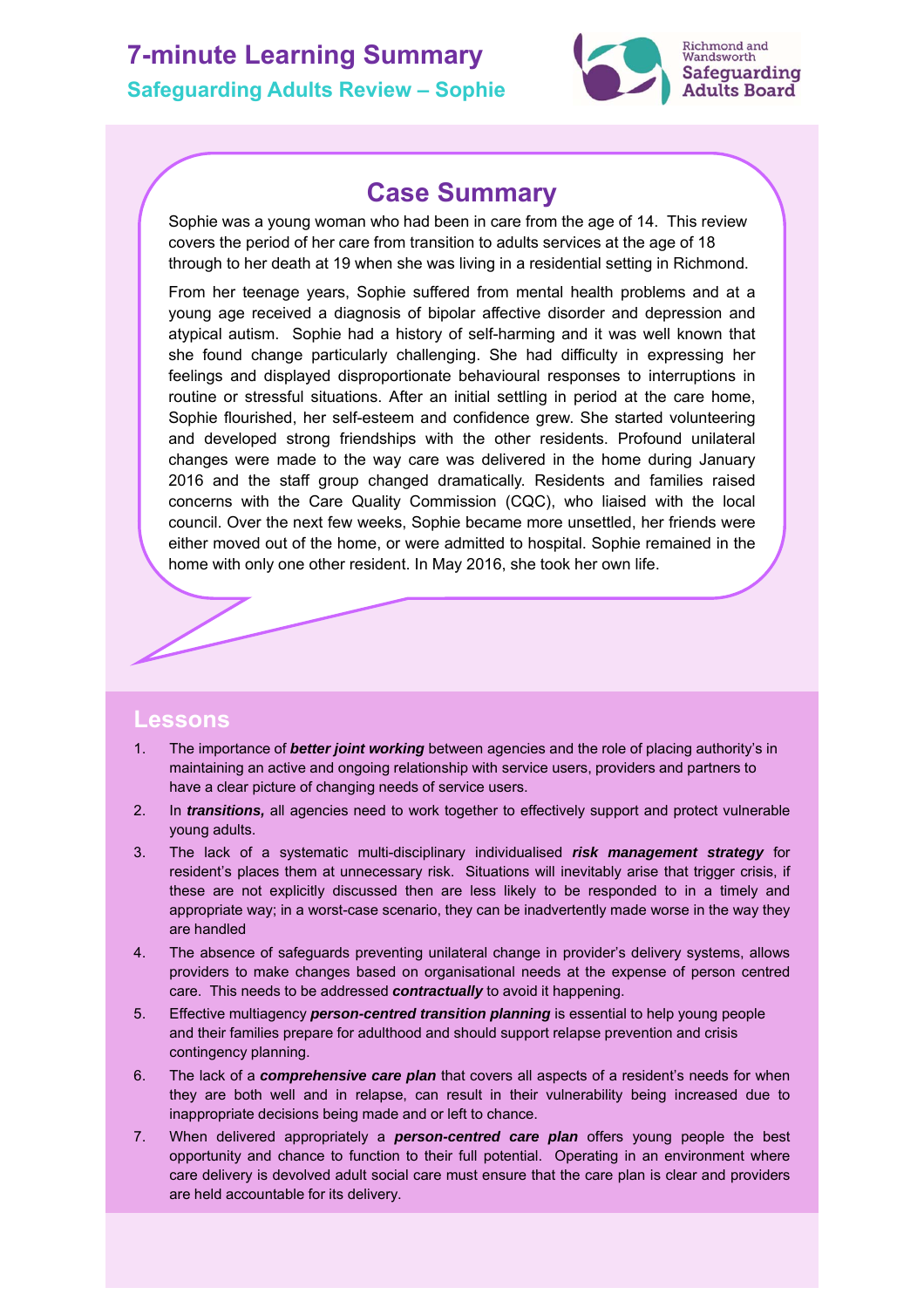# 7-minute Learning Summary

## Safeguarding Adults Review – Sophie

Richmond and Wandsworth Safeguarding Adults Board

## Case Summary

Sophie was a young woman who had been in care from the age of 14. This review covers the period of her care from transition to adults services at the age of 18 through to her death at 19 when she was living in a residential setting in Richmond.

From her teenage years, Sophie suffered from mental health problems and at a young age received a diagnosis of bipolar affective disorder and depression and atypical autism. Sophie had a history of self-harming and it was well known that she found change particularly challenging. She had difficulty in expressing her feelings and displayed disproportionate behavioural responses to interruptions in routine or stressful situations. After an initial settling in period at the care home, Sophie flourished, her self-esteem and confidence grew. She started volunteering and developed strong friendships with the other residents. Profound unilateral changes were made to the way care was delivered in the home during January 2016 and the staff group changed dramatically. Residents and families raised concerns with the Care Quality Commission (CQC), who liaised with the local council. Over the next few weeks, Sophie became more unsettled, her friends were either moved out of the home, or were admitted to hospital. Sophie remained in the home with only one other resident. In May 2016, she took her own life.

## Lessons

1. The importance of ***better joint working*** between agencies and the role of placing authority's in maintaining an active and ongoing relationship with service users, providers and partners to have a clear picture of changing needs of service users.
2. In ***transitions,*** all agencies need to work together to effectively support and protect vulnerable young adults.
3. The lack of a systematic multi-disciplinary individualised ***risk management strategy*** for resident's places them at unnecessary risk. Situations will inevitably arise that trigger crisis, if these are not explicitly discussed then are less likely to be responded to in a timely and appropriate way; in a worst-case scenario, they can be inadvertently made worse in the way they are handled
4. The absence of safeguards preventing unilateral change in provider's delivery systems, allows providers to make changes based on organisational needs at the expense of person centred care. This needs to be addressed ***contractually*** to avoid it happening.
5. Effective multiagency ***person-centred transition planning*** is essential to help young people and their families prepare for adulthood and should support relapse prevention and crisis contingency planning.
6. The lack of a ***comprehensive care plan*** that covers all aspects of a resident's needs for when they are both well and in relapse, can result in their vulnerability being increased due to inappropriate decisions being made and or left to chance.
7. When delivered appropriately a ***person-centred care plan*** offers young people the best opportunity and chance to function to their full potential. Operating in an environment where care delivery is devolved adult social care must ensure that the care plan is clear and providers are held accountable for its delivery.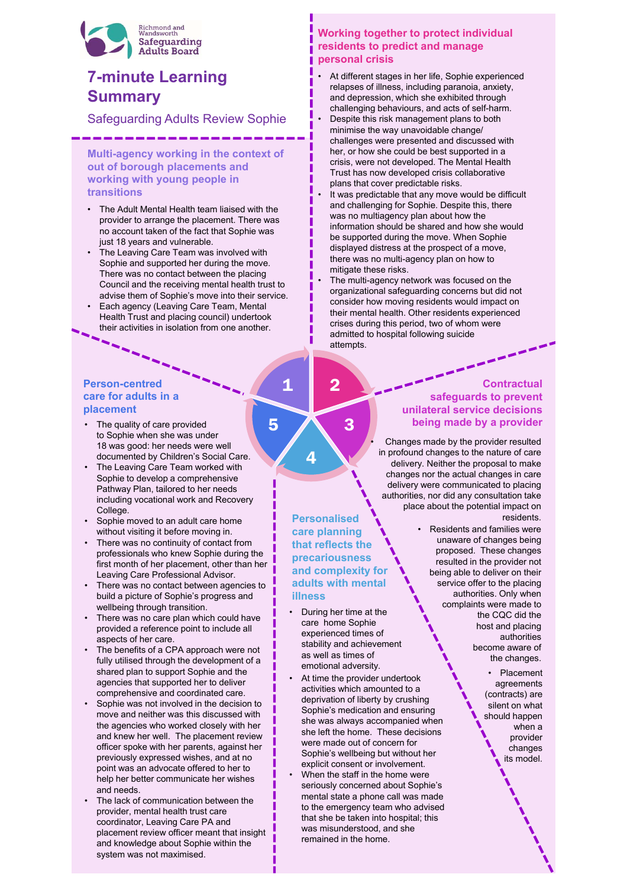Richmond and Wandsworth Safeguarding Adults Board

# 7-minute Learning Summary

Safeguarding Adults Review Sophie

## 1. Multi-agency working in the context of out of borough placements and working with young people in transitions

- The Adult Mental Health team liaised with the provider to arrange the placement. There was no account taken of the fact that Sophie was just 18 years and vulnerable.
- The Leaving Care Team was involved with Sophie and supported her during the move. There was no contact between the placing Council and the receiving mental health trust to advise them of Sophie's move into their service.
- Each agency (Leaving Care Team, Mental Health Trust and placing council) undertook their activities in isolation from one another.

## 2. Working together to protect individual residents to predict and manage personal crisis

- At different stages in her life, Sophie experienced relapses of illness, including paranoia, anxiety, and depression, which she exhibited through challenging behaviours, and acts of self-harm.
- Despite this risk management plans to both minimise the way unavoidable change/ challenges were presented and discussed with her, or how she could be best supported in a crisis, were not developed. The Mental Health Trust has now developed crisis collaborative plans that cover predictable risks.
- It was predictable that any move would be difficult and challenging for Sophie. Despite this, there was no multiagency plan about how the information should be shared and how she would be supported during the move. When Sophie displayed distress at the prospect of a move, there was no multi-agency plan on how to mitigate these risks.
- The multi-agency network was focused on the organizational safeguarding concerns but did not consider how moving residents would impact on their mental health. Other residents experienced crises during this period, two of whom were admitted to hospital following suicide attempts.

## 3. Contractual safeguards to prevent unilateral service decisions being made by a provider

- Changes made by the provider resulted in profound changes to the nature of care delivery. Neither the proposal to make changes nor the actual changes in care delivery were communicated to placing authorities, nor did any consultation take place about the potential impact on residents.
- Residents and families were unaware of changes being proposed. These changes resulted in the provider not being able to deliver on their service offer to the placing authorities. Only when complaints were made to the CQC did the host and placing authorities become aware of the changes.
- Placement agreements (contracts) are silent on what should happen when a provider changes its model.

## 4. Personalised care planning that reflects the precariousness and complexity for adults with mental illness

- During her time at the care home Sophie experienced times of stability and achievement as well as times of emotional adversity.
- At time the provider undertook activities which amounted to a deprivation of liberty by crushing Sophie's medication and ensuring she was always accompanied when she left the home. These decisions were made out of concern for Sophie's wellbeing but without her explicit consent or involvement.
- When the staff in the home were seriously concerned about Sophie's mental state a phone call was made to the emergency team who advised that she be taken into hospital; this was misunderstood, and she remained in the home.

## 5. Person-centred care for adults in a placement

- The quality of care provided to Sophie when she was under 18 was good: her needs were well documented by Children's Social Care.
- The Leaving Care Team worked with Sophie to develop a comprehensive Pathway Plan, tailored to her needs including vocational work and Recovery College.
- Sophie moved to an adult care home without visiting it before moving in.
- There was no continuity of contact from professionals who knew Sophie during the first month of her placement, other than her Leaving Care Professional Advisor.
- There was no contact between agencies to build a picture of Sophie's progress and wellbeing through transition.
- There was no care plan which could have provided a reference point to include all aspects of her care.
- The benefits of a CPA approach were not fully utilised through the development of a shared plan to support Sophie and the agencies that supported her to deliver comprehensive and coordinated care.
- Sophie was not involved in the decision to move and neither was this discussed with the agencies who worked closely with her and knew her well. The placement review officer spoke with her parents, against her previously expressed wishes, and at no point was an advocate offered to her to help her better communicate her wishes and needs.
- The lack of communication between the provider, mental health trust care coordinator, Leaving Care PA and placement review officer meant that insight and knowledge about Sophie within the system was not maximised.